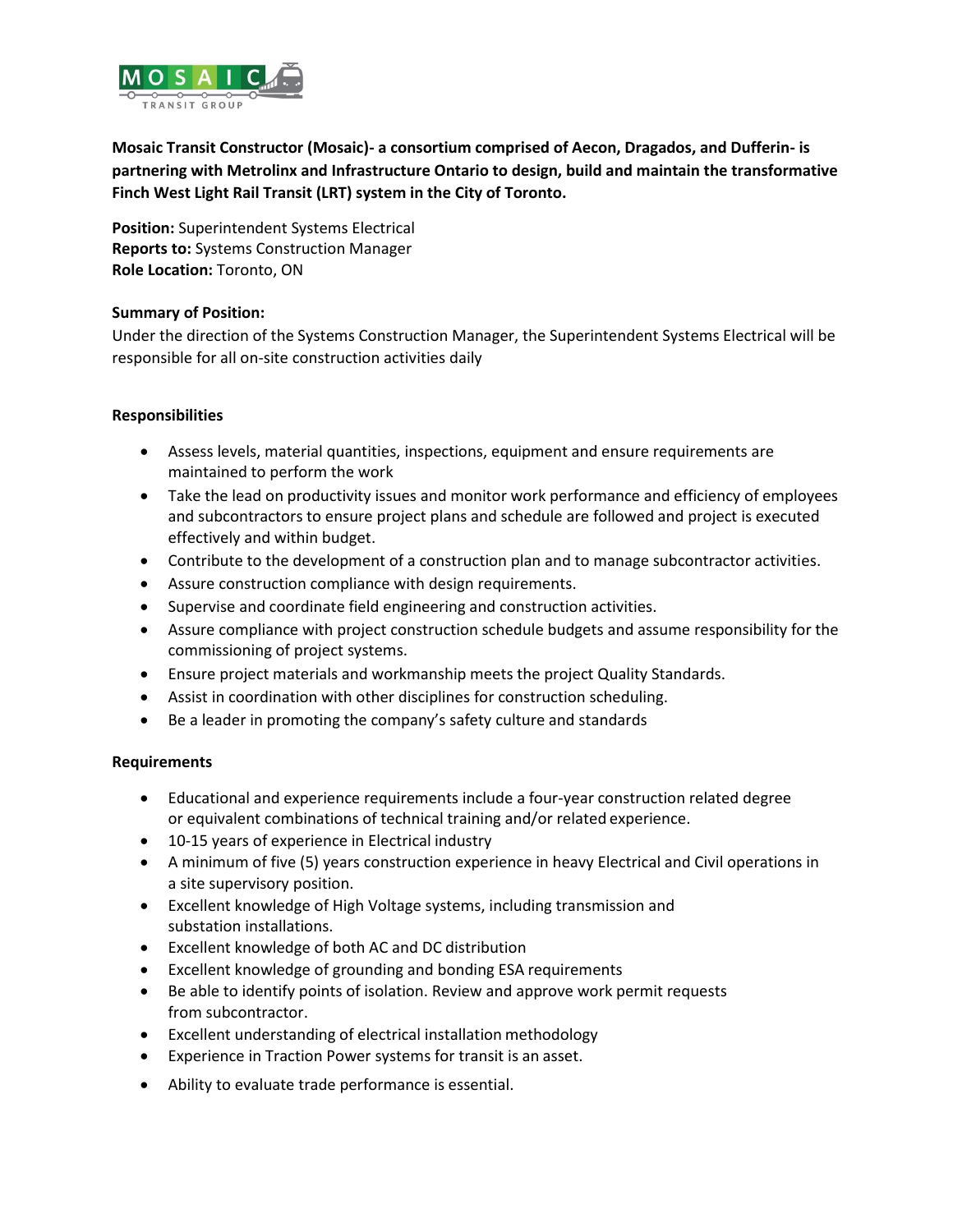**Mosaic Transit Constructor (Mosaic)- a consortium comprised of Aecon, Dragados, and Dufferin- is partnering with Metrolinx and Infrastructure Ontario to design, build and maintain the transformative Finch West Light Rail Transit (LRT) system in the City of Toronto.**

**Position:** Superintendent Systems Electrical
**Reports to:** Systems Construction Manager
**Role Location:** Toronto, ON

**Summary of Position:**
Under the direction of the Systems Construction Manager, the Superintendent Systems Electrical will be responsible for all on-site construction activities daily

**Responsibilities**

- Assess levels, material quantities, inspections, equipment and ensure requirements are maintained to perform the work
- Take the lead on productivity issues and monitor work performance and efficiency of employees and subcontractors to ensure project plans and schedule are followed and project is executed effectively and within budget.
- Contribute to the development of a construction plan and to manage subcontractor activities.
- Assure construction compliance with design requirements.
- Supervise and coordinate field engineering and construction activities.
- Assure compliance with project construction schedule budgets and assume responsibility for the commissioning of project systems.
- Ensure project materials and workmanship meets the project Quality Standards.
- Assist in coordination with other disciplines for construction scheduling.
- Be a leader in promoting the company's safety culture and standards

**Requirements**

- Educational and experience requirements include a four-year construction related degree or equivalent combinations of technical training and/or related experience.
- 10-15 years of experience in Electrical industry
- A minimum of five (5) years construction experience in heavy Electrical and Civil operations in a site supervisory position.
- Excellent knowledge of High Voltage systems, including transmission and substation installations.
- Excellent knowledge of both AC and DC distribution
- Excellent knowledge of grounding and bonding ESA requirements
- Be able to identify points of isolation. Review and approve work permit requests from subcontractor.
- Excellent understanding of electrical installation methodology
- Experience in Traction Power systems for transit is an asset.
- Ability to evaluate trade performance is essential.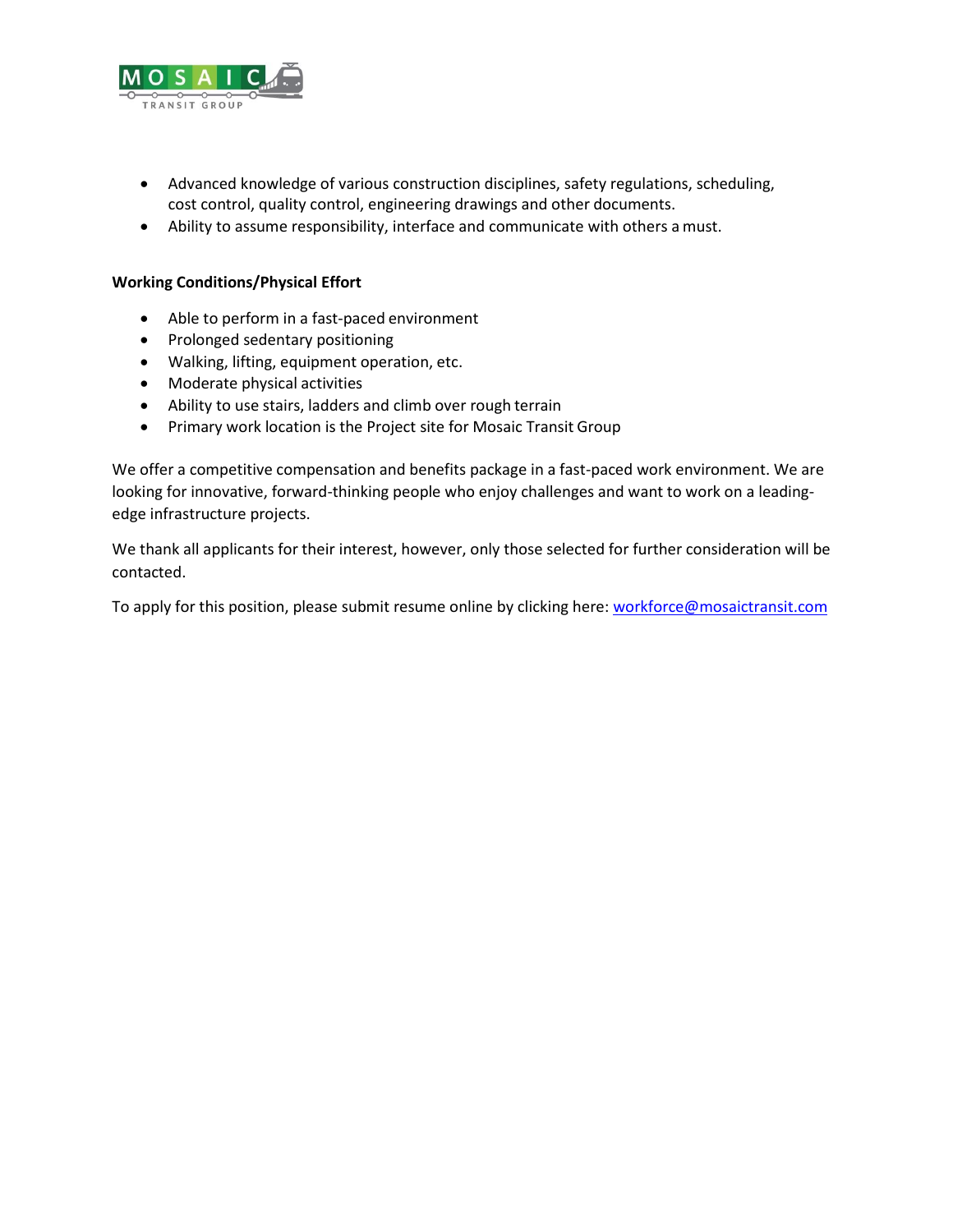- Advanced knowledge of various construction disciplines, safety regulations, scheduling, cost control, quality control, engineering drawings and other documents.
- Ability to assume responsibility, interface and communicate with others a must.

**Working Conditions/Physical Effort**

- Able to perform in a fast-paced environment
- Prolonged sedentary positioning
- Walking, lifting, equipment operation, etc.
- Moderate physical activities
- Ability to use stairs, ladders and climb over rough terrain
- Primary work location is the Project site for Mosaic Transit Group

We offer a competitive compensation and benefits package in a fast-paced work environment. We are looking for innovative, forward-thinking people who enjoy challenges and want to work on a leading-edge infrastructure projects.

We thank all applicants for their interest, however, only those selected for further consideration will be contacted.

To apply for this position, please submit resume online by clicking here: workforce@mosaictransit.com